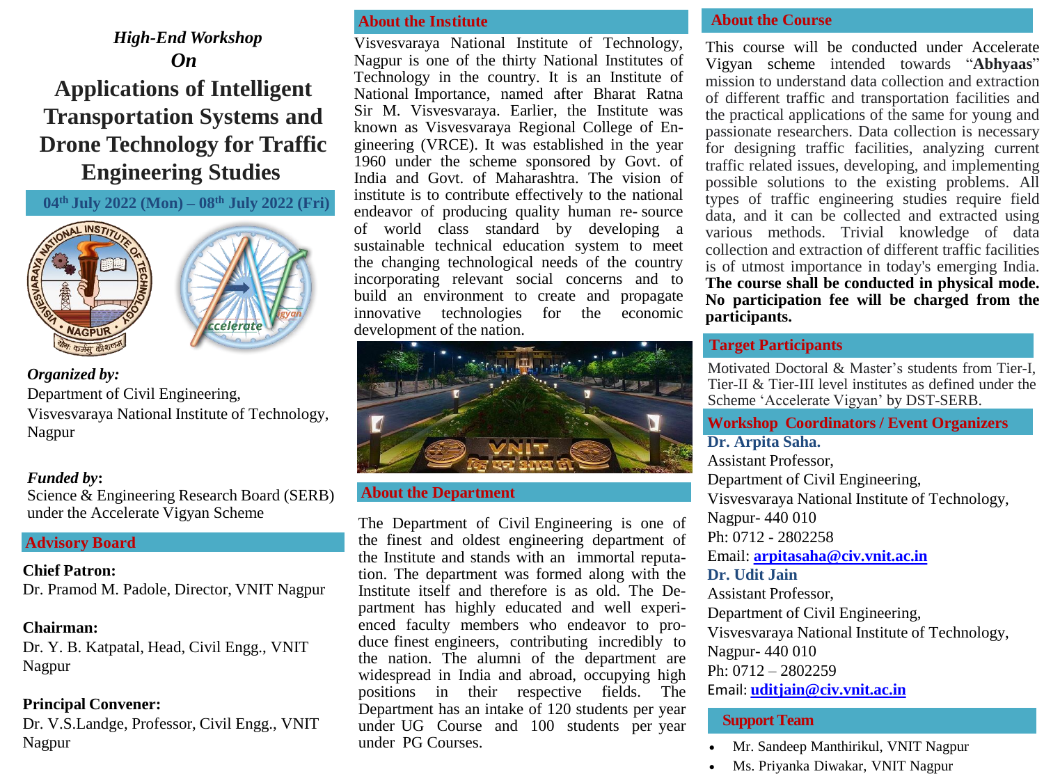*High-End Workshop*

*On*

# Applications of Intelligent Transportation Systems and Drone Technology for Traffic Engineering Studies

**04th July 2022 (Mon) – 08th July 2022 (Fri)**

***Organized by:***

Department of Civil Engineering,
Visvesvaraya National Institute of Technology, Nagpur

***Funded by*:**

Science & Engineering Research Board (SERB) under the Accelerate Vigyan Scheme

## Advisory Board

**Chief Patron:**
Dr. Pramod M. Padole, Director, VNIT Nagpur

**Chairman:**
Dr. Y. B. Katpatal, Head, Civil Engg., VNIT Nagpur

**Principal Convener:**
Dr. V.S.Landge, Professor, Civil Engg., VNIT Nagpur

## About the Institute

Visvesvaraya National Institute of Technology, Nagpur is one of the thirty National Institutes of Technology in the country. It is an Institute of National Importance, named after Bharat Ratna Sir M. Visvesvaraya. Earlier, the Institute was known as Visvesvaraya Regional College of Engineering (VRCE). It was established in the year 1960 under the scheme sponsored by Govt. of India and Govt. of Maharashtra. The vision of institute is to contribute effectively to the national endeavor of producing quality human re- source of world class standard by developing a sustainable technical education system to meet the changing technological needs of the country incorporating relevant social concerns and to build an environment to create and propagate innovative technologies for the economic development of the nation.

## About the Department

The Department of Civil Engineering is one of the finest and oldest engineering department of the Institute and stands with an immortal reputation. The department was formed along with the Institute itself and therefore is as old. The Department has highly educated and well experienced faculty members who endeavor to produce finest engineers, contributing incredibly to the nation. The alumni of the department are widespread in India and abroad, occupying high positions in their respective fields. The Department has an intake of 120 students per year under UG Course and 100 students per year under PG Courses.

## About the Course

This course will be conducted under Accelerate Vigyan scheme intended towards "**Abhyaas**" mission to understand data collection and extraction of different traffic and transportation facilities and the practical applications of the same for young and passionate researchers. Data collection is necessary for designing traffic facilities, analyzing current traffic related issues, developing, and implementing possible solutions to the existing problems. All types of traffic engineering studies require field data, and it can be collected and extracted using various methods. Trivial knowledge of data collection and extraction of different traffic facilities is of utmost importance in today's emerging India. **The course shall be conducted in physical mode. No participation fee will be charged from the participants.**

## Target Participants

Motivated Doctoral & Master's students from Tier-I, Tier-II & Tier-III level institutes as defined under the Scheme 'Accelerate Vigyan' by DST-SERB.

## Workshop Coordinators / Event Organizers

**Dr. Arpita Saha.**
Assistant Professor,
Department of Civil Engineering,
Visvesvaraya National Institute of Technology,
Nagpur- 440 010
Ph: 0712 - 2802258
Email: **arpitasaha@civ.vnit.ac.in**

**Dr. Udit Jain**
Assistant Professor,
Department of Civil Engineering,
Visvesvaraya National Institute of Technology,
Nagpur- 440 010
Ph: 0712 – 2802259
Email: **uditjain@civ.vnit.ac.in**

## Support Team

- Mr. Sandeep Manthirikul, VNIT Nagpur
- Ms. Priyanka Diwakar, VNIT Nagpur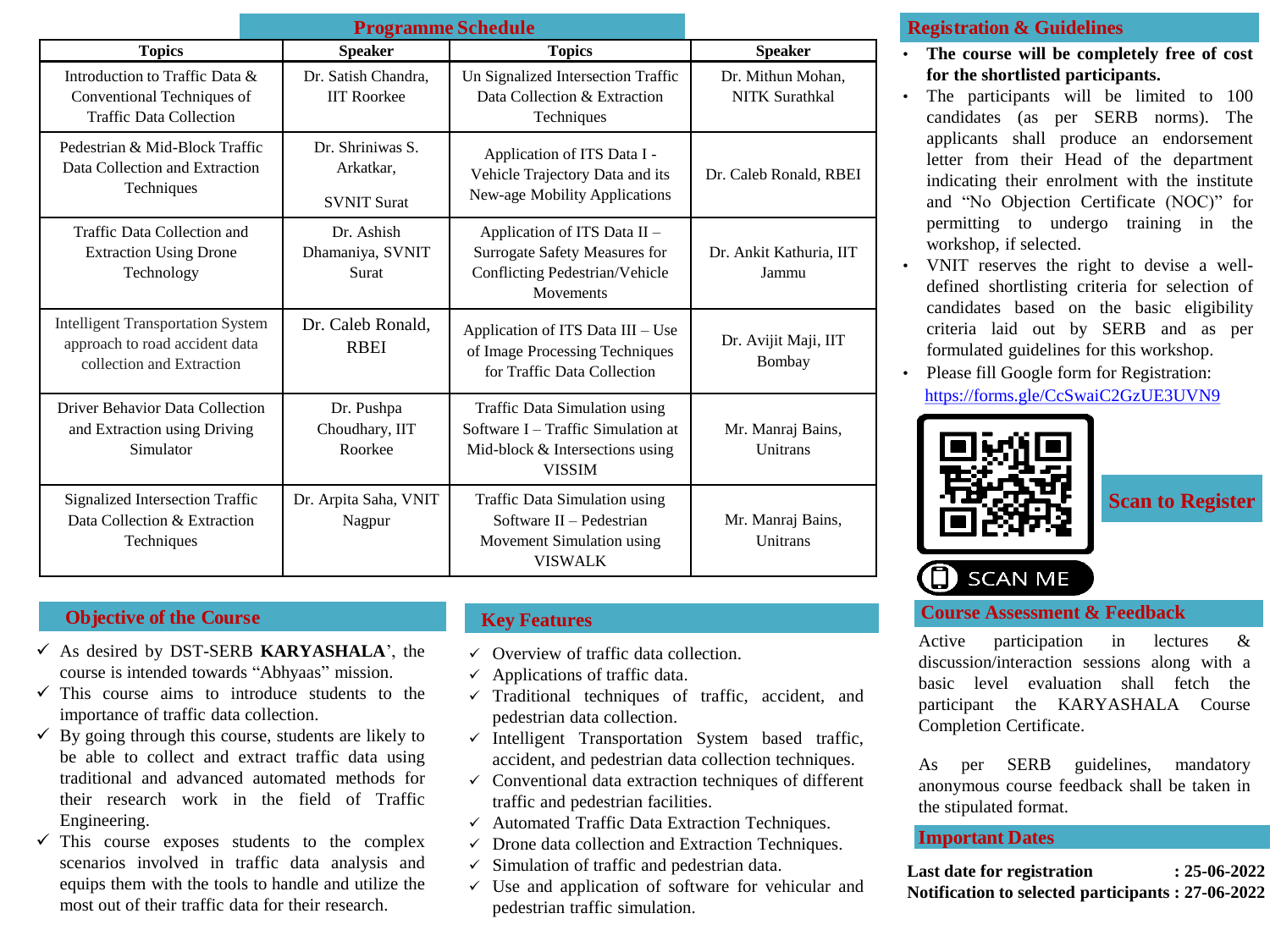## Programme Schedule

| Topics | Speaker | Topics | Speaker |
|---|---|---|---|
| Introduction to Traffic Data & Conventional Techniques of Traffic Data Collection | Dr. Satish Chandra, IIT Roorkee | Un Signalized Intersection Traffic Data Collection & Extraction Techniques | Dr. Mithun Mohan, NITK Surathkal |
| Pedestrian & Mid-Block Traffic Data Collection and Extraction Techniques | Dr. Shriniwas S. Arkatkar, SVNIT Surat | Application of ITS Data I - Vehicle Trajectory Data and its New-age Mobility Applications | Dr. Caleb Ronald, RBEI |
| Traffic Data Collection and Extraction Using Drone Technology | Dr. Ashish Dhamaniya, SVNIT Surat | Application of ITS Data II – Surrogate Safety Measures for Conflicting Pedestrian/Vehicle Movements | Dr. Ankit Kathuria, IIT Jammu |
| Intelligent Transportation System approach to road accident data collection and Extraction | Dr. Caleb Ronald, RBEI | Application of ITS Data III – Use of Image Processing Techniques for Traffic Data Collection | Dr. Avijit Maji, IIT Bombay |
| Driver Behavior Data Collection and Extraction using Driving Simulator | Dr. Pushpa Choudhary, IIT Roorkee | Traffic Data Simulation using Software I – Traffic Simulation at Mid-block & Intersections using VISSIM | Mr. Manraj Bains, Unitrans |
| Signalized Intersection Traffic Data Collection & Extraction Techniques | Dr. Arpita Saha, VNIT Nagpur | Traffic Data Simulation using Software II – Pedestrian Movement Simulation using VISWALK | Mr. Manraj Bains, Unitrans |

## Objective of the Course

- ✓ As desired by DST-SERB **KARYASHALA**', the course is intended towards "Abhyaas" mission.
- ✓ This course aims to introduce students to the importance of traffic data collection.
- ✓ By going through this course, students are likely to be able to collect and extract traffic data using traditional and advanced automated methods for their research work in the field of Traffic Engineering.
- ✓ This course exposes students to the complex scenarios involved in traffic data analysis and equips them with the tools to handle and utilize the most out of their traffic data for their research.

## Key Features

- ✓ Overview of traffic data collection.
- ✓ Applications of traffic data.
- ✓ Traditional techniques of traffic, accident, and pedestrian data collection.
- ✓ Intelligent Transportation System based traffic, accident, and pedestrian data collection techniques.
- ✓ Conventional data extraction techniques of different traffic and pedestrian facilities.
- ✓ Automated Traffic Data Extraction Techniques.
- ✓ Drone data collection and Extraction Techniques.
- ✓ Simulation of traffic and pedestrian data.
- ✓ Use and application of software for vehicular and pedestrian traffic simulation.

## Registration & Guidelines

- **The course will be completely free of cost for the shortlisted participants.**
- The participants will be limited to 100 candidates (as per SERB norms). The applicants shall produce an endorsement letter from their Head of the department indicating their enrolment with the institute and "No Objection Certificate (NOC)" for permitting to undergo training in the workshop, if selected.
- VNIT reserves the right to devise a well-defined shortlisting criteria for selection of candidates based on the basic eligibility criteria laid out by SERB and as per formulated guidelines for this workshop.
- Please fill Google form for Registration: https://forms.gle/CcSwaiC2GzUE3UVN9

SCAN ME

**Scan to Register**

## Course Assessment & Feedback

Active participation in lectures & discussion/interaction sessions along with a basic level evaluation shall fetch the participant the KARYASHALA Course Completion Certificate.

As per SERB guidelines, mandatory anonymous course feedback shall be taken in the stipulated format.

## Important Dates

**Last date for registration : 25-06-2022**
**Notification to selected participants : 27-06-2022**